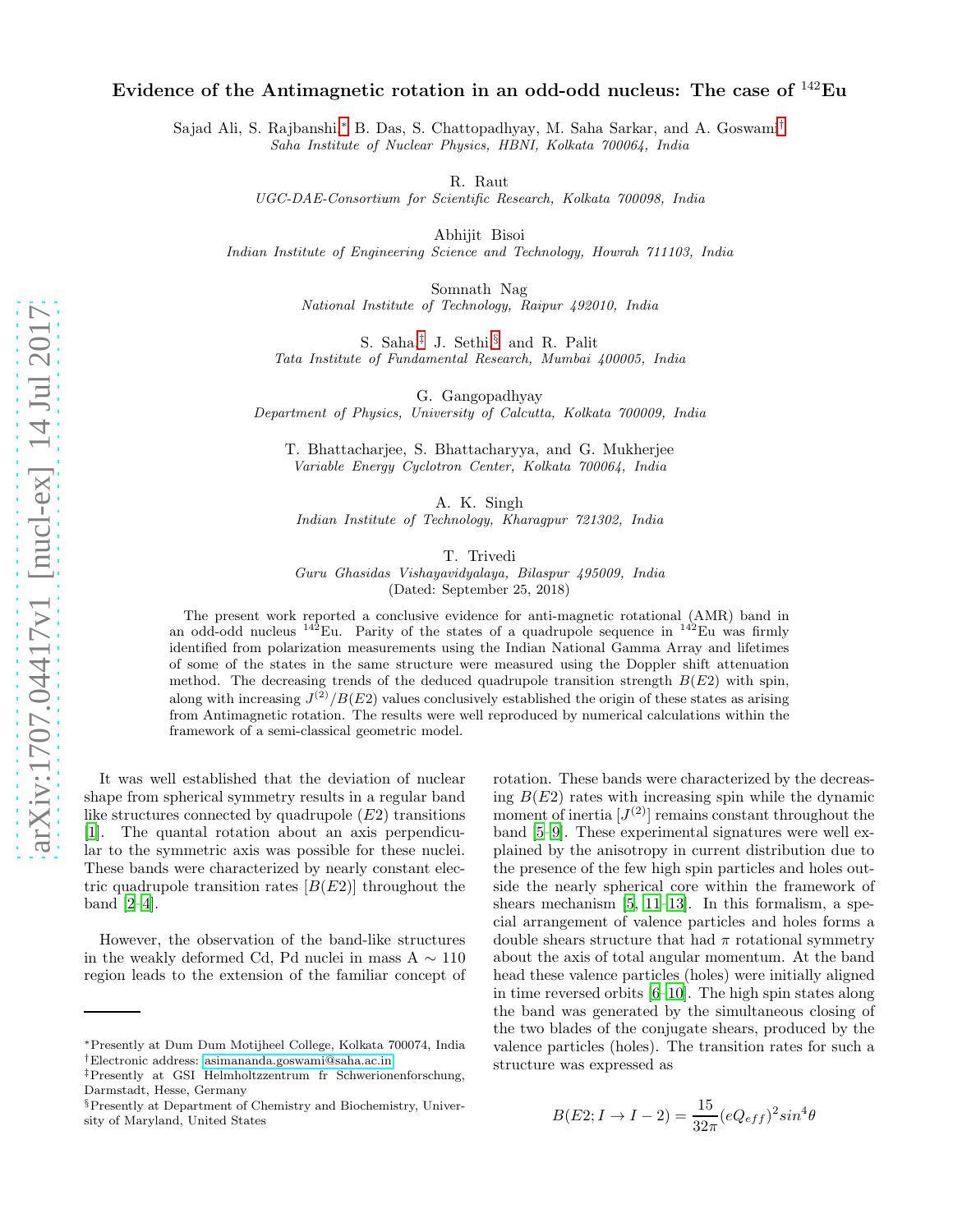# Evidence of the Antimagnetic rotation in an odd-odd nucleus: The case of $^{142}$Eu

Sajad Ali, S. Rajbanshi,[*] B. Das, S. Chattopadhyay, M. Saha Sarkar, and A. Goswami[†]
*Saha Institute of Nuclear Physics, HBNI, Kolkata 700064, India*

R. Raut
*UGC-DAE-Consortium for Scientific Research, Kolkata 700098, India*

Abhijit Bisoi
*Indian Institute of Engineering Science and Technology, Howrah 711103, India*

Somnath Nag
*National Institute of Technology, Raipur 492010, India*

S. Saha,[‡] J. Sethi,[§] and R. Palit
*Tata Institute of Fundamental Research, Mumbai 400005, India*

G. Gangopadhyay
*Department of Physics, University of Calcutta, Kolkata 700009, India*

T. Bhattacharjee, S. Bhattacharyya, and G. Mukherjee
*Variable Energy Cyclotron Center, Kolkata 700064, India*

A. K. Singh
*Indian Institute of Technology, Kharagpur 721302, India*

T. Trivedi
*Guru Ghasidas Vishayavidyalaya, Bilaspur 495009, India*
(Dated: September 25, 2018)

The present work reported a conclusive evidence for anti-magnetic rotational (AMR) band in an odd-odd nucleus $^{142}$Eu. Parity of the states of a quadrupole sequence in $^{142}$Eu was firmly identified from polarization measurements using the Indian National Gamma Array and lifetimes of some of the states in the same structure were measured using the Doppler shift attenuation method. The decreasing trends of the deduced quadrupole transition strength $B(E2)$ with spin, along with increasing $J^{(2)}/B(E2)$ values conclusively established the origin of these states as arising from Antimagnetic rotation. The results were well reproduced by numerical calculations within the framework of a semi-classical geometric model.

It was well established that the deviation of nuclear shape from spherical symmetry results in a regular band like structures connected by quadrupole ($E2$) transitions [1]. The quantal rotation about an axis perpendicular to the symmetric axis was possible for these nuclei. These bands were characterized by nearly constant electric quadrupole transition rates [$B(E2)$] throughout the band [2–4].

However, the observation of the band-like structures in the weakly deformed Cd, Pd nuclei in mass A $\sim$ 110 region leads to the extension of the familiar concept of rotation. These bands were characterized by the decreasing $B(E2)$ rates with increasing spin while the dynamic moment of inertia [$J^{(2)}$] remains constant throughout the band [5–9]. These experimental signatures were well explained by the anisotropy in current distribution due to the presence of the few high spin particles and holes outside the nearly spherical core within the framework of shears mechanism [5, 11–13]. In this formalism, a special arrangement of valence particles and holes forms a double shears structure that had $\pi$ rotational symmetry about the axis of total angular momentum. At the band head these valence particles (holes) were initially aligned in time reversed orbits [6–10]. The high spin states along the band was generated by the simultaneous closing of the two blades of the conjugate shears, produced by the valence particles (holes). The transition rates for such a structure was expressed as

$$B(E2; I \rightarrow I-2) = \frac{15}{32\pi}(eQ_{eff})^2 sin^4\theta$$

[*] Presently at Dum Dum Motijheel College, Kolkata 700074, India
[†] Electronic address: asimananda.goswami@saha.ac.in
[‡] Presently at GSI Helmholtzzentrum fr Schwerionenforschung, Darmstadt, Hesse, Germany
[§] Presently at Department of Chemistry and Biochemistry, University of Maryland, United States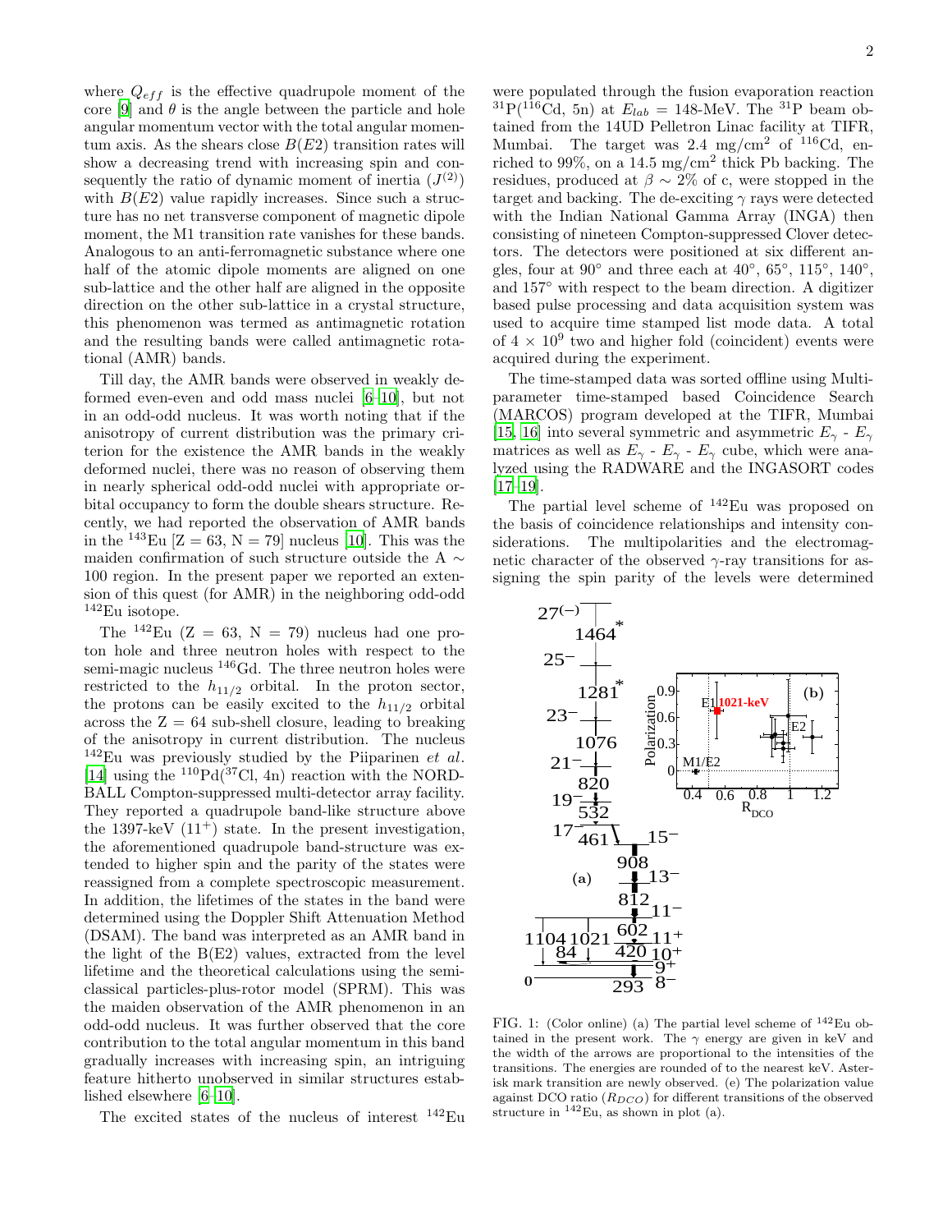where $Q_{eff}$ is the effective quadrupole moment of the core [9] and $\theta$ is the angle between the particle and hole angular momentum vector with the total angular momentum axis. As the shears close $B(E2)$ transition rates will show a decreasing trend with increasing spin and consequently the ratio of dynamic moment of inertia ($J^{(2)}$) with $B(E2)$ value rapidly increases. Since such a structure has no net transverse component of magnetic dipole moment, the M1 transition rate vanishes for these bands. Analogous to an anti-ferromagnetic substance where one half of the atomic dipole moments are aligned on one sub-lattice and the other half are aligned in the opposite direction on the other sub-lattice in a crystal structure, this phenomenon was termed as antimagnetic rotation and the resulting bands were called antimagnetic rotational (AMR) bands.

Till day, the AMR bands were observed in weakly deformed even-even and odd mass nuclei [6–10], but not in an odd-odd nucleus. It was worth noting that if the anisotropy of current distribution was the primary criterion for the existence the AMR bands in the weakly deformed nuclei, there was no reason of observing them in nearly spherical odd-odd nuclei with appropriate orbital occupancy to form the double shears structure. Recently, we had reported the observation of AMR bands in the $^{143}$Eu [Z = 63, N = 79] nucleus [10]. This was the maiden confirmation of such structure outside the A ∼ 100 region. In the present paper we reported an extension of this quest (for AMR) in the neighboring odd-odd $^{142}$Eu isotope.

The $^{142}$Eu (Z = 63, N = 79) nucleus had one proton hole and three neutron holes with respect to the semi-magic nucleus $^{146}$Gd. The three neutron holes were restricted to the $h_{11/2}$ orbital. In the proton sector, the protons can be easily excited to the $h_{11/2}$ orbital across the Z = 64 sub-shell closure, leading to breaking of the anisotropy in current distribution. The nucleus $^{142}$Eu was previously studied by the Piiparinen *et al.* [14] using the $^{110}$Pd($^{37}$Cl, 4n) reaction with the NORDBALL Compton-suppressed multi-detector array facility. They reported a quadrupole band-like structure above the 1397-keV ($11^+$) state. In the present investigation, the aforementioned quadrupole band-structure was extended to higher spin and the parity of the states were reassigned from a complete spectroscopic measurement. In addition, the lifetimes of the states in the band were determined using the Doppler Shift Attenuation Method (DSAM). The band was interpreted as an AMR band in the light of the B(E2) values, extracted from the level lifetime and the theoretical calculations using the semi-classical particles-plus-rotor model (SPRM). This was the maiden observation of the AMR phenomenon in an odd-odd nucleus. It was further observed that the core contribution to the total angular momentum in this band gradually increases with increasing spin, an intriguing feature hitherto unobserved in similar structures established elsewhere [6–10].

The excited states of the nucleus of interest $^{142}$Eu were populated through the fusion evaporation reaction $^{31}$P($^{116}$Cd, 5n) at $E_{lab}$ = 148-MeV. The $^{31}$P beam obtained from the 14UD Pelletron Linac facility at TIFR, Mumbai. The target was 2.4 mg/cm$^2$ of $^{116}$Cd, enriched to 99%, on a 14.5 mg/cm$^2$ thick Pb backing. The residues, produced at $\beta \sim 2\%$ of c, were stopped in the target and backing. The de-exciting $\gamma$ rays were detected with the Indian National Gamma Array (INGA) then consisting of nineteen Compton-suppressed Clover detectors. The detectors were positioned at six different angles, four at 90° and three each at 40°, 65°, 115°, 140°, and 157° with respect to the beam direction. A digitizer based pulse processing and data acquisition system was used to acquire time stamped list mode data. A total of 4 × 10$^9$ two and higher fold (coincident) events were acquired during the experiment.

The time-stamped data was sorted offline using Multiparameter time-stamped based Coincidence Search (MARCOS) program developed at the TIFR, Mumbai [15, 16] into several symmetric and asymmetric $E_\gamma$ - $E_\gamma$ matrices as well as $E_\gamma$ - $E_\gamma$ - $E_\gamma$ cube, which were analyzed using the RADWARE and the INGASORT codes [17–19].

The partial level scheme of $^{142}$Eu was proposed on the basis of coincidence relationships and intensity considerations. The multipolarities and the electromagnetic character of the observed $\gamma$-ray transitions for assigning the spin parity of the levels were determined

FIG. 1: (Color online) (a) The partial level scheme of $^{142}$Eu obtained in the present work. The $\gamma$ energy are given in keV and the width of the arrows are proportional to the intensities of the transitions. The energies are rounded of to the nearest keV. Asterisk mark transition are newly observed. (e) The polarization value against DCO ratio ($R_{DCO}$) for different transitions of the observed structure in $^{142}$Eu, as shown in plot (a).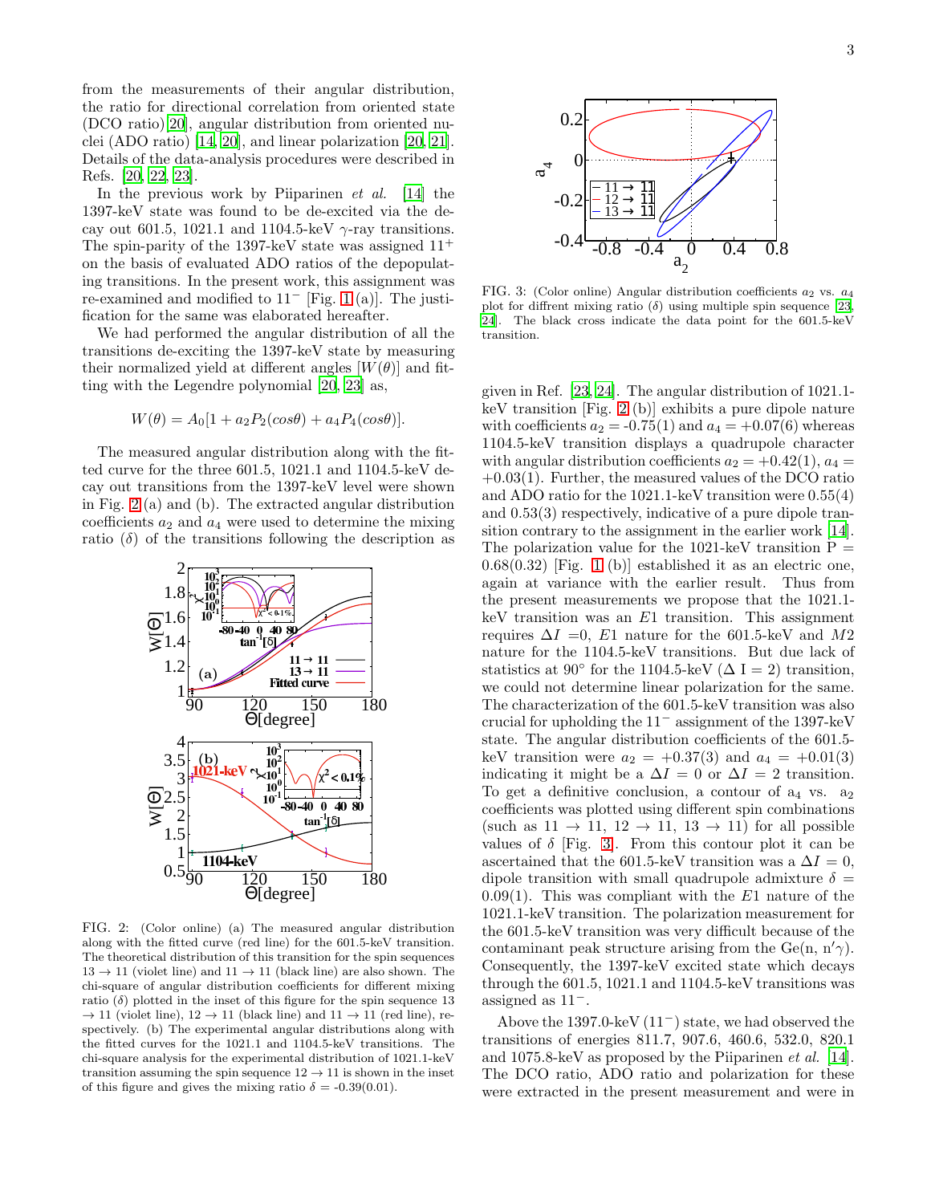from the measurements of their angular distribution, the ratio for directional correlation from oriented state (DCO ratio) [20], angular distribution from oriented nuclei (ADO ratio) [14, 20], and linear polarization [20, 21]. Details of the data-analysis procedures were described in Refs. [20, 22, 23].

In the previous work by Piiparinen *et al.* [14] the 1397-keV state was found to be de-excited via the decay out 601.5, 1021.1 and 1104.5-keV $\gamma$-ray transitions. The spin-parity of the 1397-keV state was assigned $11^+$ on the basis of evaluated ADO ratios of the depopulating transitions. In the present work, this assignment was re-examined and modified to $11^-$ [Fig. 1 (a)]. The justification for the same was elaborated hereafter.

We had performed the angular distribution of all the transitions de-exciting the 1397-keV state by measuring their normalized yield at different angles [$W(\theta)$] and fitting with the Legendre polynomial [20, 23] as,

$$W(\theta) = A_0[1 + a_2 P_2(cos\theta) + a_4 P_4(cos\theta)].$$

The measured angular distribution along with the fitted curve for the three 601.5, 1021.1 and 1104.5-keV decay out transitions from the 1397-keV level were shown in Fig. 2 (a) and (b). The extracted angular distribution coefficients $a_2$ and $a_4$ were used to determine the mixing ratio ($\delta$) of the transitions following the description as given in Ref. [23, 24]. The angular distribution of 1021.1-keV transition [Fig. 2 (b)] exhibits a pure dipole nature with coefficients $a_2$ = -0.75(1) and $a_4$ = +0.07(6) whereas 1104.5-keV transition displays a quadrupole character with angular distribution coefficients $a_2$ = +0.42(1), $a_4$ = +0.03(1). Further, the measured values of the DCO ratio and ADO ratio for the 1021.1-keV transition were 0.55(4) and 0.53(3) respectively, indicative of a pure dipole transition contrary to the assignment in the earlier work [14]. The polarization value for the 1021-keV transition P = 0.68(0.32) [Fig. 1 (b)] established it as an electric one, again at variance with the earlier result. Thus from the present measurements we propose that the 1021.1-keV transition was an $E1$ transition. This assignment requires $\Delta I$ =0, $E1$ nature for the 601.5-keV and $M2$ nature for the 1104.5-keV transitions. But due lack of statistics at 90° for the 1104.5-keV ($\Delta$ I = 2) transition, we could not determine linear polarization for the same. The characterization of the 601.5-keV transition was also crucial for upholding the $11^-$ assignment of the 1397-keV state. The angular distribution coefficients of the 601.5-keV transition were $a_2$ = +0.37(3) and $a_4$ = +0.01(3) indicating it might be a $\Delta I$ = 0 or $\Delta I$ = 2 transition. To get a definitive conclusion, a contour of $a_4$ vs. $a_2$ coefficients was plotted using different spin combinations (such as 11 → 11, 12 → 11, 13 → 11) for all possible values of $\delta$ [Fig. 3]. From this contour plot it can be ascertained that the 601.5-keV transition was a $\Delta I$ = 0, dipole transition with small quadrupole admixture $\delta$ = 0.09(1). This was compliant with the $E1$ nature of the 1021.1-keV transition. The polarization measurement for the 601.5-keV transition was very difficult because of the contaminant peak structure arising from the Ge(n, n′$\gamma$). Consequently, the 1397-keV excited state which decays through the 601.5, 1021.1 and 1104.5-keV transitions was assigned as $11^-$.

FIG. 2: (Color online) (a) The measured angular distribution along with the fitted curve (red line) for the 601.5-keV transition. The theoretical distribution of this transition for the spin sequences 13 → 11 (violet line) and 11 → 11 (black line) are also shown. The chi-square of angular distribution coefficients for different mixing ratio ($\delta$) plotted in the inset of this figure for the spin sequence 13 → 11 (violet line), 12 → 11 (black line) and 11 → 11 (red line), respectively. (b) The experimental angular distributions along with the fitted curves for the 1021.1 and 1104.5-keV transitions. The chi-square analysis for the experimental distribution of 1021.1-keV transition assuming the spin sequence 12 → 11 is shown in the inset of this figure and gives the mixing ratio $\delta$ = -0.39(0.01).

FIG. 3: (Color online) Angular distribution coefficients $a_2$ vs. $a_4$ plot for diffrent mixing ratio ($\delta$) using multiple spin sequence [23, 24]. The black cross indicate the data point for the 601.5-keV transition.

Above the 1397.0-keV ($11^-$) state, we had observed the transitions of energies 811.7, 907.6, 460.6, 532.0, 820.1 and 1075.8-keV as proposed by the Piiparinen *et al.* [14]. The DCO ratio, ADO ratio and polarization for these were extracted in the present measurement and were in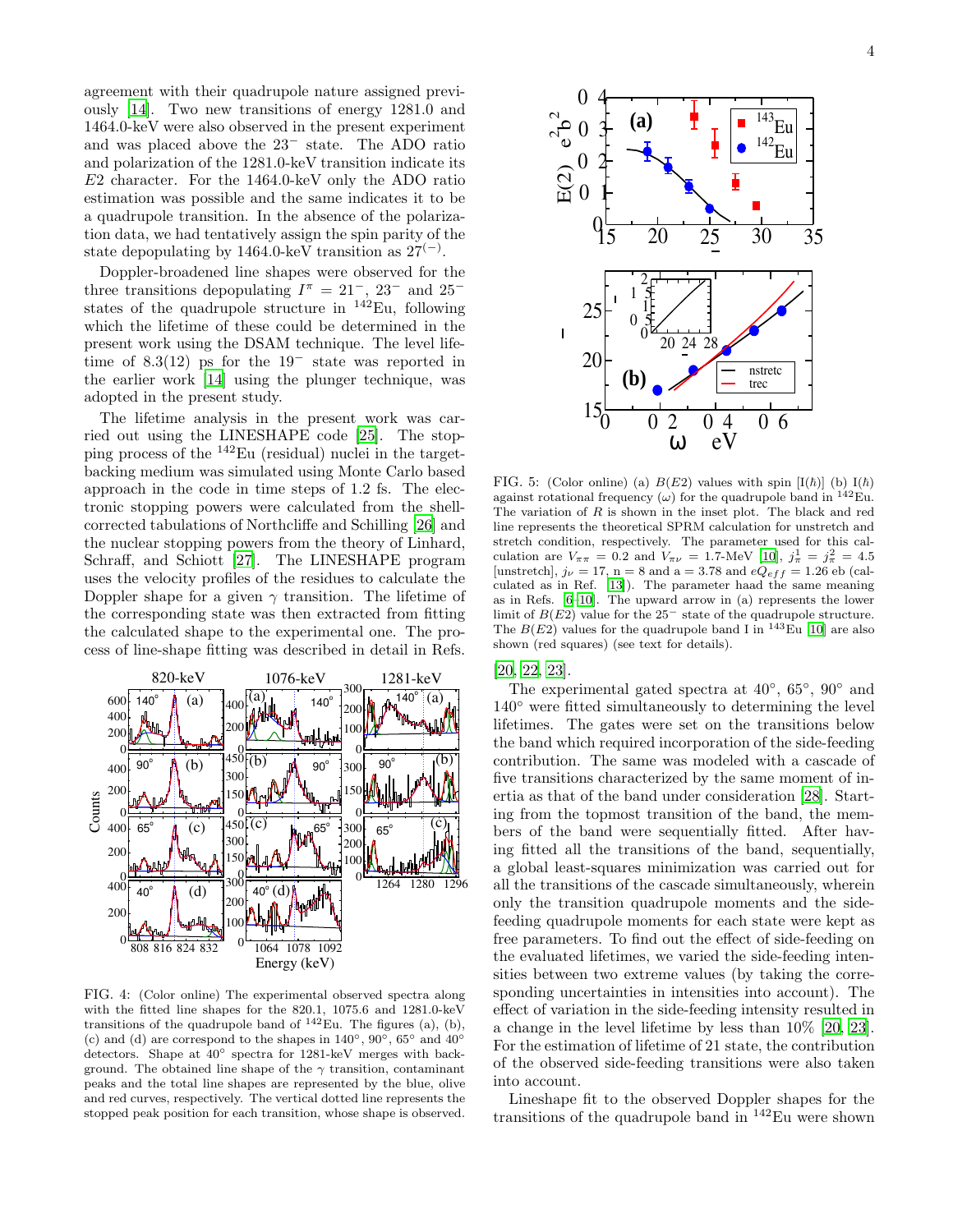agreement with their quadrupole nature assigned previously [14]. Two new transitions of energy 1281.0 and 1464.0-keV were also observed in the present experiment and was placed above the $23^-$ state. The ADO ratio and polarization of the 1281.0-keV transition indicate its $E2$ character. For the 1464.0-keV only the ADO ratio estimation was possible and the same indicates it to be a quadrupole transition. In the absence of the polarization data, we had tentatively assign the spin parity of the state depopulating by 1464.0-keV transition as $27^{(-)}$.

Doppler-broadened line shapes were observed for the three transitions depopulating $I^\pi = 21^-$, $23^-$ and $25^-$ states of the quadrupole structure in $^{142}$Eu, following which the lifetime of these could be determined in the present work using the DSAM technique. The level lifetime of 8.3(12) ps for the $19^-$ state was reported in the earlier work [14] using the plunger technique, was adopted in the present study.

The lifetime analysis in the present work was carried out using the LINESHAPE code [25]. The stopping process of the $^{142}$Eu (residual) nuclei in the target-backing medium was simulated using Monte Carlo based approach in the code in time steps of 1.2 fs. The electronic stopping powers were calculated from the shell-corrected tabulations of Northcliffe and Schilling [26] and the nuclear stopping powers from the theory of Linhard, Schraff, and Schiott [27]. The LINESHAPE program uses the velocity profiles of the residues to calculate the Doppler shape for a given $\gamma$ transition. The lifetime of the corresponding state was then extracted from fitting the calculated shape to the experimental one. The process of line-shape fitting was described in detail in Refs. [20, 22, 23].

FIG. 4: (Color online) The experimental observed spectra along with the fitted line shapes for the 820.1, 1075.6 and 1281.0-keV transitions of the quadrupole band of $^{142}$Eu. The figures (a), (b), (c) and (d) are correspond to the shapes in 140°, 90°, 65° and 40° detectors. Shape at 40° spectra for 1281-keV merges with background. The obtained line shape of the $\gamma$ transition, contaminant peaks and the total line shapes are represented by the blue, olive and red curves, respectively. The vertical dotted line represents the stopped peak position for each transition, whose shape is observed.

FIG. 5: (Color online) (a) $B(E2)$ values with spin [I($\hbar$)] (b) I($\hbar$) against rotational frequency ($\omega$) for the quadrupole band in $^{142}$Eu. The variation of $R$ is shown in the inset plot. The black and red line represents the theoretical SPRM calculation for unstretch and stretch condition, respectively. The parameter used for this calculation are $V_{\pi\pi}$ = 0.2 and $V_{\pi\nu}$ = 1.7-MeV [10], $j^1_\pi = j^2_\pi = 4.5$ [unstretch], $j_\nu = 17$, n = 8 and a = 3.78 and $eQ_{eff}$ = 1.26 eb (calculated as in Ref. [13]). The parameter haad the same meaning as in Refs. [6–10]. The upward arrow in (a) represents the lower limit of $B(E2)$ value for the $25^-$ state of the quadrupole structure. The $B(E2)$ values for the quadrupole band I in $^{143}$Eu [10] are also shown (red squares) (see text for details).

The experimental gated spectra at 40°, 65°, 90° and 140° were fitted simultaneously to determining the level lifetimes. The gates were set on the transitions below the band which required incorporation of the side-feeding contribution. The same was modeled with a cascade of five transitions characterized by the same moment of inertia as that of the band under consideration [28]. Starting from the topmost transition of the band, the members of the band were sequentially fitted. After having fitted all the transitions of the band, sequentially, a global least-squares minimization was carried out for all the transitions of the cascade simultaneously, wherein only the transition quadrupole moments and the side-feeding quadrupole moments for each state were kept as free parameters. To find out the effect of side-feeding on the evaluated lifetimes, we varied the side-feeding intensities between two extreme values (by taking the corresponding uncertainties in intensities into account). The effect of variation in the side-feeding intensity resulted in a change in the level lifetime by less than 10% [20, 23]. For the estimation of lifetime of 21 state, the contribution of the observed side-feeding transitions were also taken into account.

Lineshape fit to the observed Doppler shapes for the transitions of the quadrupole band in $^{142}$Eu were shown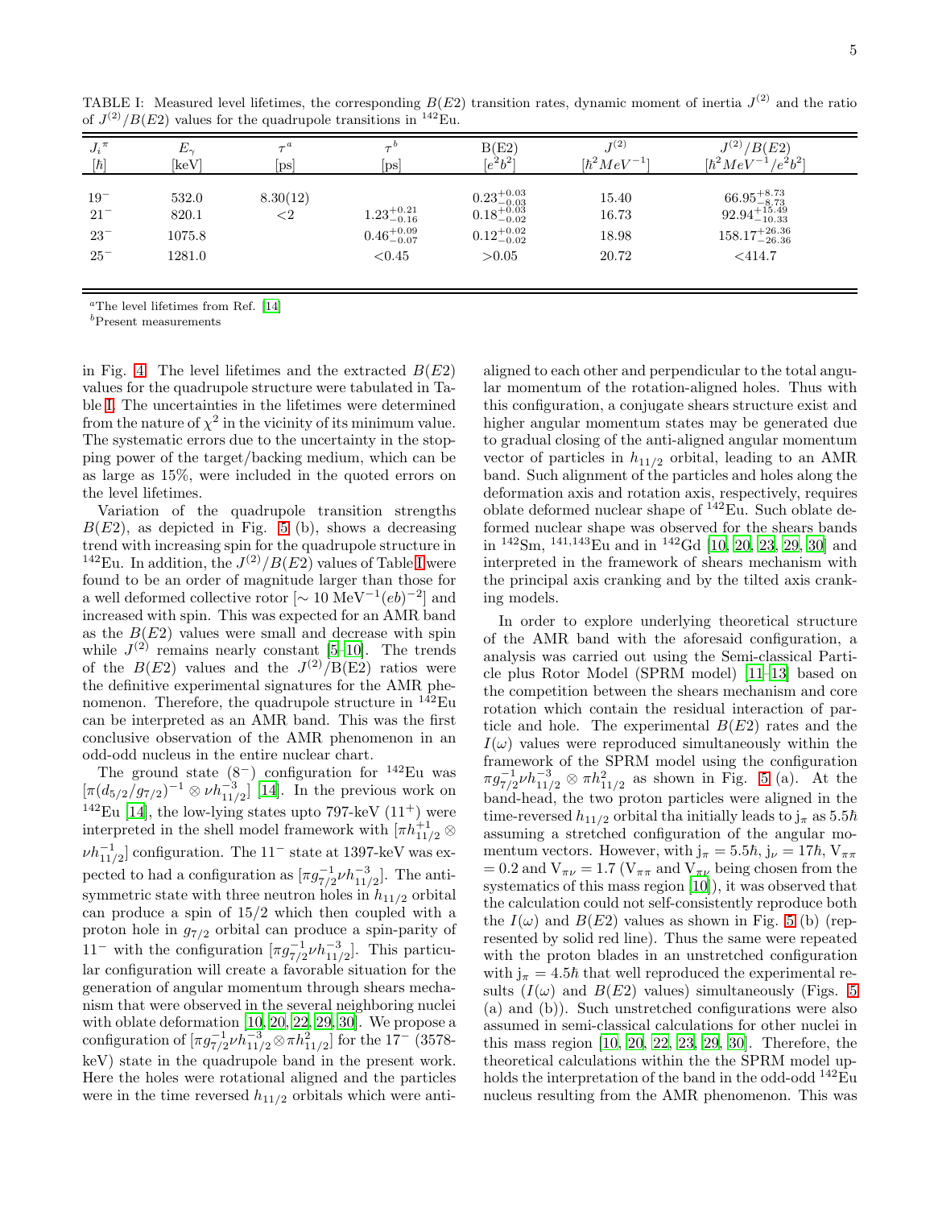TABLE I: Measured level lifetimes, the corresponding $B(E2)$ transition rates, dynamic moment of inertia $J^{(2)}$ and the ratio of $J^{(2)}/B(E2)$ values for the quadrupole transitions in $^{142}$Eu.

| $J_i^{\pi}$ [$\hbar$] | $E_\gamma$ [keV] | $\tau^a$ [ps] | $\tau^b$ [ps] | B(E2) [$e^2b^2$] | $J^{(2)}$ [$\hbar^2 MeV^{-1}$] | $J^{(2)}/B(E2)$ [$\hbar^2 MeV^{-1}/e^2b^2$] |
|---|---|---|---|---|---|---|
| $19^-$ | 532.0 | 8.30(12) | | $0.23^{+0.03}_{-0.03}$ | 15.40 | $66.95^{+8.73}_{-8.73}$ |
| $21^-$ | 820.1 | <2 | $1.23^{+0.21}_{-0.16}$ | $0.18^{+0.03}_{-0.02}$ | 16.73 | $92.94^{+15.49}_{-10.33}$ |
| $23^-$ | 1075.8 | | $0.46^{+0.09}_{-0.07}$ | $0.12^{+0.02}_{-0.02}$ | 18.98 | $158.17^{+26.36}_{-26.36}$ |
| $25^-$ | 1281.0 | | <0.45 | >0.05 | 20.72 | <414.7 |

[a]The level lifetimes from Ref. [14]
[b]Present measurements

in Fig. 4. The level lifetimes and the extracted $B(E2)$ values for the quadrupole structure were tabulated in Table I. The uncertainties in the lifetimes were determined from the nature of $\chi^2$ in the vicinity of its minimum value. The systematic errors due to the uncertainty in the stopping power of the target/backing medium, which can be as large as 15%, were included in the quoted errors on the level lifetimes.

Variation of the quadrupole transition strengths $B(E2)$, as depicted in Fig. 5 (b), shows a decreasing trend with increasing spin for the quadrupole structure in $^{142}$Eu. In addition, the $J^{(2)}/B(E2)$ values of Table I were found to be an order of magnitude larger than those for a well deformed collective rotor [$\sim$ 10 MeV$^{-1}(eb)^{-2}$] and increased with spin. This was expected for an AMR band as the $B(E2)$ values were small and decrease with spin while $J^{(2)}$ remains nearly constant [5–10]. The trends of the $B(E2)$ values and the $J^{(2)}$/B(E2) ratios were the definitive experimental signatures for the AMR phenomenon. Therefore, the quadrupole structure in $^{142}$Eu can be interpreted as an AMR band. This was the first conclusive observation of the AMR phenomenon in an odd-odd nucleus in the entire nuclear chart.

The ground state ($8^-$) configuration for $^{142}$Eu was $[\pi(d_{5/2}/g_{7/2})^{-1} \otimes \nu h_{11/2}^{-3}]$ [14]. In the previous work on $^{142}$Eu [14], the low-lying states upto 797-keV ($11^+$) were interpreted in the shell model framework with $[\pi h_{11/2}^{+1} \otimes \nu h_{11/2}^{-1}]$ configuration. The $11^-$ state at 1397-keV was expected to had a configuration as $[\pi g_{7/2}^{-1} \nu h_{11/2}^{-3}]$. The anti-symmetric state with three neutron holes in $h_{11/2}$ orbital can produce a spin of 15/2 which then coupled with a proton hole in $g_{7/2}$ orbital can produce a spin-parity of $11^-$ with the configuration $[\pi g_{7/2}^{-1} \nu h_{11/2}^{-3}]$. This particular configuration will create a favorable situation for the generation of angular momentum through shears mechanism that were observed in the several neighboring nuclei with oblate deformation [10, 20, 22, 29, 30]. We propose a configuration of $[\pi g_{7/2}^{-1} \nu h_{11/2}^{-3} \otimes \pi h_{11/2}^{2}]$ for the $17^-$ (3578-keV) state in the quadrupole band in the present work. Here the holes were rotational aligned and the particles were in the time reversed $h_{11/2}$ orbitals which were anti-aligned to each other and perpendicular to the total angular momentum of the rotation-aligned holes. Thus with this configuration, a conjugate shears structure exist and higher angular momentum states may be generated due to gradual closing of the anti-aligned angular momentum vector of particles in $h_{11/2}$ orbital, leading to an AMR band. Such alignment of the particles and holes along the deformation axis and rotation axis, respectively, requires oblate deformed nuclear shape of $^{142}$Eu. Such oblate deformed nuclear shape was observed for the shears bands in $^{142}$Sm, $^{141,143}$Eu and in $^{142}$Gd [10, 20, 23, 29, 30] and interpreted in the framework of shears mechanism with the principal axis cranking and by the tilted axis cranking models.

In order to explore underlying theoretical structure of the AMR band with the aforesaid configuration, a analysis was carried out using the Semi-classical Particle plus Rotor Model (SPRM model) [11–13] based on the competition between the shears mechanism and core rotation which contain the residual interaction of particle and hole. The experimental $B(E2)$ rates and the $I(\omega)$ values were reproduced simultaneously within the framework of the SPRM model using the configuration $\pi g_{7/2}^{-1} \nu h_{11/2}^{-3} \otimes \pi h_{11/2}^{2}$ as shown in Fig. 5 (a). At the band-head, the two proton particles were aligned in the time-reversed $h_{11/2}$ orbital tha initially leads to $j_\pi$ as $5.5\hbar$ assuming a stretched configuration of the angular momentum vectors. However, with $j_\pi = 5.5\hbar$, $j_\nu = 17\hbar$, $V_{\pi\pi} = 0.2$ and $V_{\pi\nu} = 1.7$ ($V_{\pi\pi}$ and $V_{\pi\nu}$ being chosen from the systematics of this mass region [10]), it was observed that the calculation could not self-consistently reproduce both the $I(\omega)$ and $B(E2)$ values as shown in Fig. 5 (b) (represented by solid red line). Thus the same were repeated with the proton blades in an unstretched configuration with $j_\pi = 4.5\hbar$ that well reproduced the experimental results ($I(\omega)$ and $B(E2)$ values) simultaneously (Figs. 5 (a) and (b)). Such unstretched configurations were also assumed in semi-classical calculations for other nuclei in this mass region [10, 20, 22, 23, 29, 30]. Therefore, the theoretical calculations within the the SPRM model upholds the interpretation of the band in the odd-odd $^{142}$Eu nucleus resulting from the AMR phenomenon. This was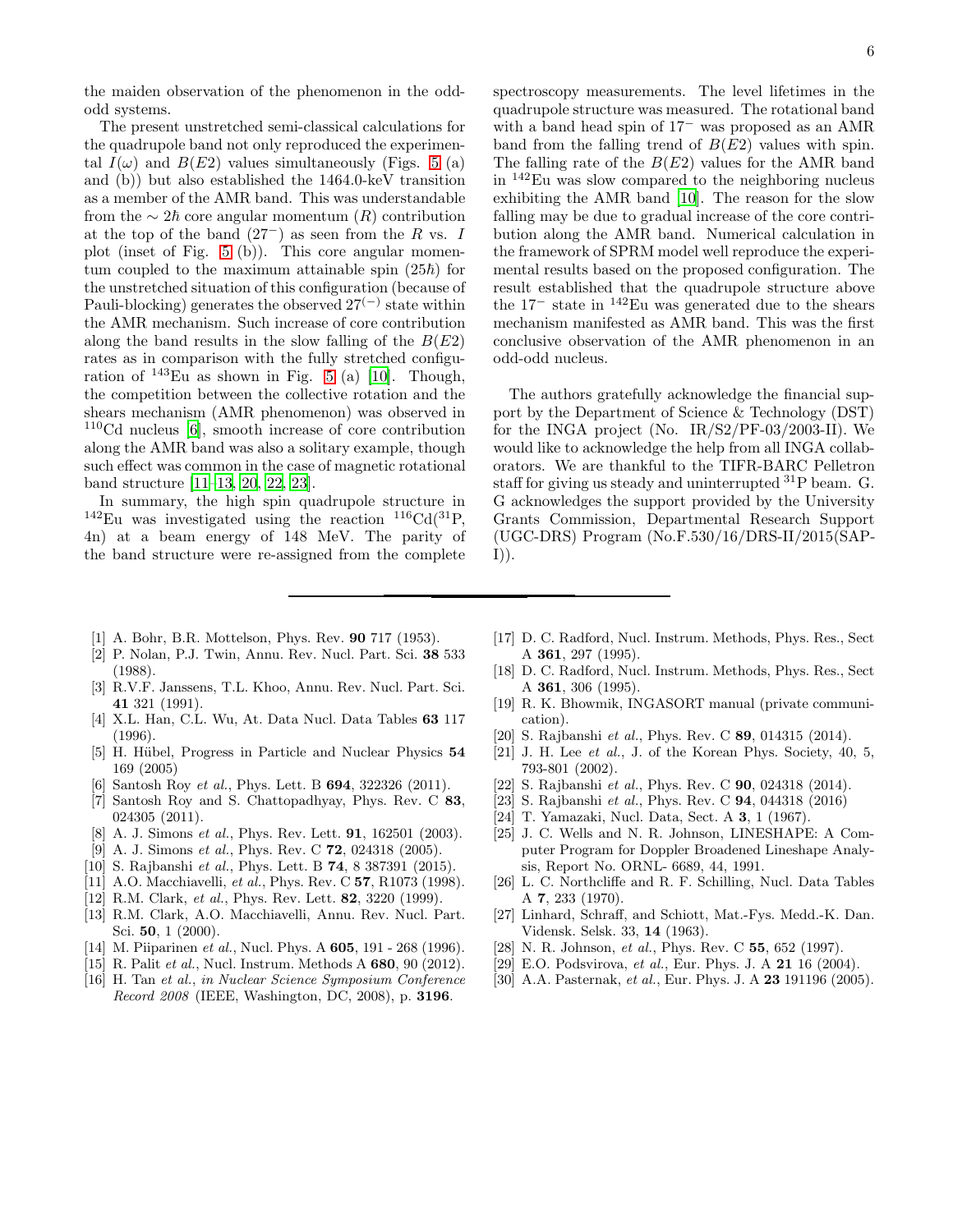the maiden observation of the phenomenon in the odd-odd systems.

The present unstretched semi-classical calculations for the quadrupole band not only reproduced the experimental $I(\omega)$ and $B(E2)$ values simultaneously (Figs. 5 (a) and (b)) but also established the 1464.0-keV transition as a member of the AMR band. This was understandable from the $\sim 2\hbar$ core angular momentum ($R$) contribution at the top of the band ($27^{-}$) as seen from the $R$ vs. $I$ plot (inset of Fig. 5 (b)). This core angular momentum coupled to the maximum attainable spin ($25\hbar$) for the unstretched situation of this configuration (because of Pauli-blocking) generates the observed $27^{(-)}$ state within the AMR mechanism. Such increase of core contribution along the band results in the slow falling of the $B(E2)$ rates as in comparison with the fully stretched configuration of $^{143}$Eu as shown in Fig. 5 (a) [10]. Though, the competition between the collective rotation and the shears mechanism (AMR phenomenon) was observed in $^{110}$Cd nucleus [6], smooth increase of core contribution along the AMR band was also a solitary example, though such effect was common in the case of magnetic rotational band structure [11–13, 20, 22, 23].

In summary, the high spin quadrupole structure in $^{142}$Eu was investigated using the reaction $^{116}$Cd($^{31}$P, 4n) at a beam energy of 148 MeV. The parity of the band structure were re-assigned from the complete spectroscopy measurements. The level lifetimes in the quadrupole structure was measured. The rotational band with a band head spin of $17^{-}$ was proposed as an AMR band from the falling trend of $B(E2)$ values with spin. The falling rate of the $B(E2)$ values for the AMR band in $^{142}$Eu was slow compared to the neighboring nucleus exhibiting the AMR band [10]. The reason for the slow falling may be due to gradual increase of the core contribution along the AMR band. Numerical calculation in the framework of SPRM model well reproduce the experimental results based on the proposed configuration. The result established that the quadrupole structure above the $17^{-}$ state in $^{142}$Eu was generated due to the shears mechanism manifested as AMR band. This was the first conclusive observation of the AMR phenomenon in an odd-odd nucleus.

The authors gratefully acknowledge the financial support by the Department of Science & Technology (DST) for the INGA project (No. IR/S2/PF-03/2003-II). We would like to acknowledge the help from all INGA collaborators. We are thankful to the TIFR-BARC Pelletron staff for giving us steady and uninterrupted $^{31}$P beam. G. G acknowledges the support provided by the University Grants Commission, Departmental Research Support (UGC-DRS) Program (No.F.530/16/DRS-II/2015(SAP-I)).

---

[1] A. Bohr, B.R. Mottelson, Phys. Rev. **90** 717 (1953).
[2] P. Nolan, P.J. Twin, Annu. Rev. Nucl. Part. Sci. **38** 533 (1988).
[3] R.V.F. Janssens, T.L. Khoo, Annu. Rev. Nucl. Part. Sci. **41** 321 (1991).
[4] X.L. Han, C.L. Wu, At. Data Nucl. Data Tables **63** 117 (1996).
[5] H. Hübel, Progress in Particle and Nuclear Physics **54** 169 (2005)
[6] Santosh Roy *et al.*, Phys. Lett. B **694**, 322326 (2011).
[7] Santosh Roy and S. Chattopadhyay, Phys. Rev. C **83**, 024305 (2011).
[8] A. J. Simons *et al.*, Phys. Rev. Lett. **91**, 162501 (2003).
[9] A. J. Simons *et al.*, Phys. Rev. C **72**, 024318 (2005).
[10] S. Rajbanshi *et al.*, Phys. Lett. B **74**, 8 387391 (2015).
[11] A.O. Macchiavelli, *et al.*, Phys. Rev. C **57**, R1073 (1998).
[12] R.M. Clark, *et al.*, Phys. Rev. Lett. **82**, 3220 (1999).
[13] R.M. Clark, A.O. Macchiavelli, Annu. Rev. Nucl. Part. Sci. **50**, 1 (2000).
[14] M. Piiparinen *et al.*, Nucl. Phys. A **605**, 191 - 268 (1996).
[15] R. Palit *et al.*, Nucl. Instrum. Methods A **680**, 90 (2012).
[16] H. Tan *et al.*, *in Nuclear Science Symposium Conference Record 2008* (IEEE, Washington, DC, 2008), p. **3196**.
[17] D. C. Radford, Nucl. Instrum. Methods, Phys. Res., Sect A **361**, 297 (1995).
[18] D. C. Radford, Nucl. Instrum. Methods, Phys. Res., Sect A **361**, 306 (1995).
[19] R. K. Bhowmik, INGASORT manual (private communication).
[20] S. Rajbanshi *et al.*, Phys. Rev. C **89**, 014315 (2014).
[21] J. H. Lee *et al.*, J. of the Korean Phys. Society, 40, 5, 793-801 (2002).
[22] S. Rajbanshi *et al.*, Phys. Rev. C **90**, 024318 (2014).
[23] S. Rajbanshi *et al.*, Phys. Rev. C **94**, 044318 (2016)
[24] T. Yamazaki, Nucl. Data, Sect. A **3**, 1 (1967).
[25] J. C. Wells and N. R. Johnson, LINESHAPE: A Computer Program for Doppler Broadened Lineshape Analysis, Report No. ORNL- 6689, 44, 1991.
[26] L. C. Northcliffe and R. F. Schilling, Nucl. Data Tables A **7**, 233 (1970).
[27] Linhard, Schraff, and Schiott, Mat.-Fys. Medd.-K. Dan. Vidensk. Selsk. 33, **14** (1963).
[28] N. R. Johnson, *et al.*, Phys. Rev. C **55**, 652 (1997).
[29] E.O. Podsvirova, *et al.*, Eur. Phys. J. A **21** 16 (2004).
[30] A.A. Pasternak, *et al.*, Eur. Phys. J. A **23** 191196 (2005).